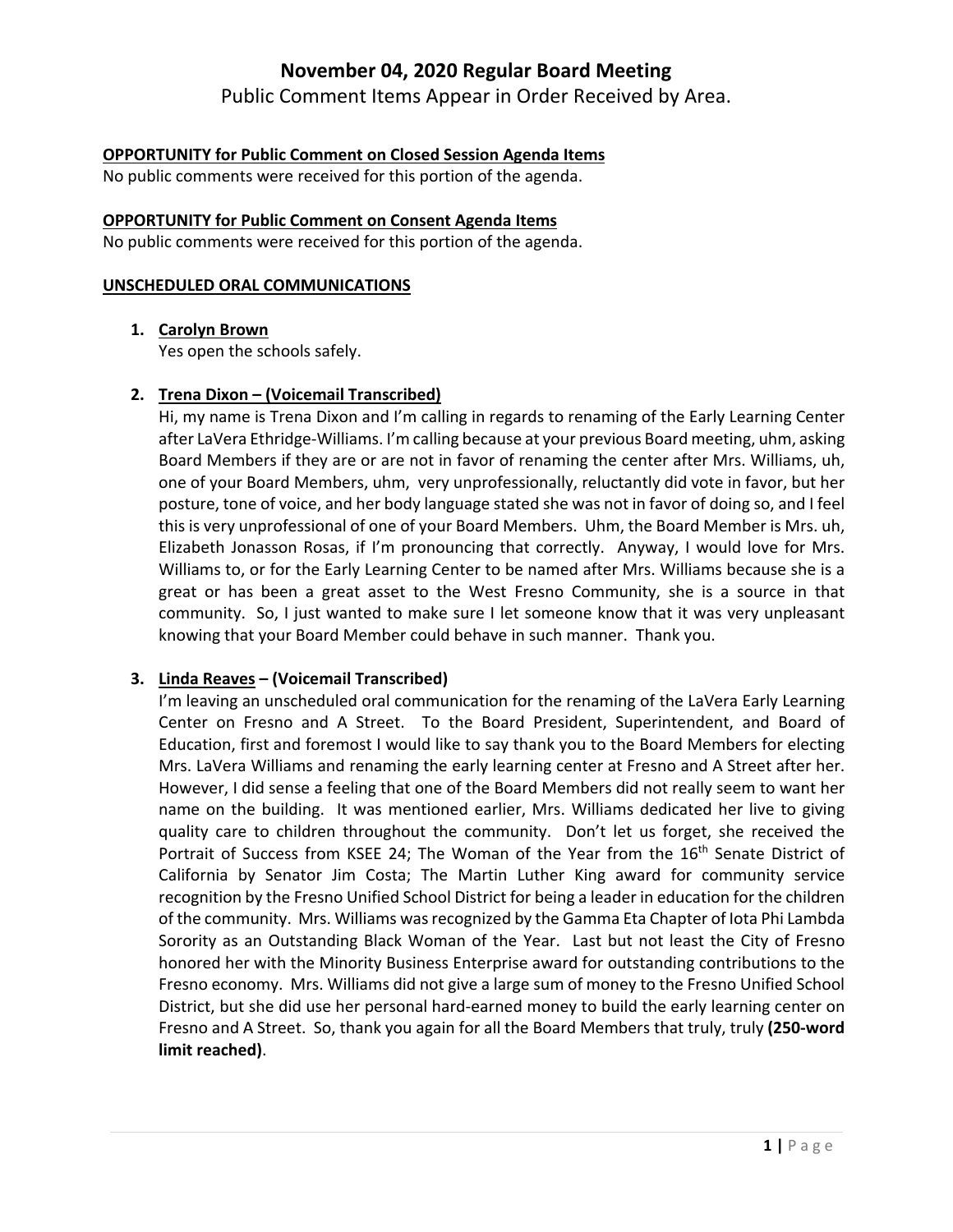# November 04, 2020 Regular Board Meeting

Public Comment Items Appear in Order Received by Area.

**OPPORTUNITY for Public Comment on Closed Session Agenda Items**

No public comments were received for this portion of the agenda.

**OPPORTUNITY for Public Comment on Consent Agenda Items**

No public comments were received for this portion of the agenda.

**UNSCHEDULED ORAL COMMUNICATIONS**

1. **Carolyn Brown**

   Yes open the schools safely.

2. **Trena Dixon – (Voicemail Transcribed)**

   Hi, my name is Trena Dixon and I'm calling in regards to renaming of the Early Learning Center after LaVera Ethridge-Williams. I'm calling because at your previous Board meeting, uhm, asking Board Members if they are or are not in favor of renaming the center after Mrs. Williams, uh, one of your Board Members, uhm, very unprofessionally, reluctantly did vote in favor, but her posture, tone of voice, and her body language stated she was not in favor of doing so, and I feel this is very unprofessional of one of your Board Members. Uhm, the Board Member is Mrs. uh, Elizabeth Jonasson Rosas, if I'm pronouncing that correctly. Anyway, I would love for Mrs. Williams to, or for the Early Learning Center to be named after Mrs. Williams because she is a great or has been a great asset to the West Fresno Community, she is a source in that community. So, I just wanted to make sure I let someone know that it was very unpleasant knowing that your Board Member could behave in such manner. Thank you.

3. **Linda Reaves – (Voicemail Transcribed)**

   I'm leaving an unscheduled oral communication for the renaming of the LaVera Early Learning Center on Fresno and A Street. To the Board President, Superintendent, and Board of Education, first and foremost I would like to say thank you to the Board Members for electing Mrs. LaVera Williams and renaming the early learning center at Fresno and A Street after her. However, I did sense a feeling that one of the Board Members did not really seem to want her name on the building. It was mentioned earlier, Mrs. Williams dedicated her live to giving quality care to children throughout the community. Don't let us forget, she received the Portrait of Success from KSEE 24; The Woman of the Year from the 16th Senate District of California by Senator Jim Costa; The Martin Luther King award for community service recognition by the Fresno Unified School District for being a leader in education for the children of the community. Mrs. Williams was recognized by the Gamma Eta Chapter of Iota Phi Lambda Sorority as an Outstanding Black Woman of the Year. Last but not least the City of Fresno honored her with the Minority Business Enterprise award for outstanding contributions to the Fresno economy. Mrs. Williams did not give a large sum of money to the Fresno Unified School District, but she did use her personal hard-earned money to build the early learning center on Fresno and A Street. So, thank you again for all the Board Members that truly, truly **(250-word limit reached)**.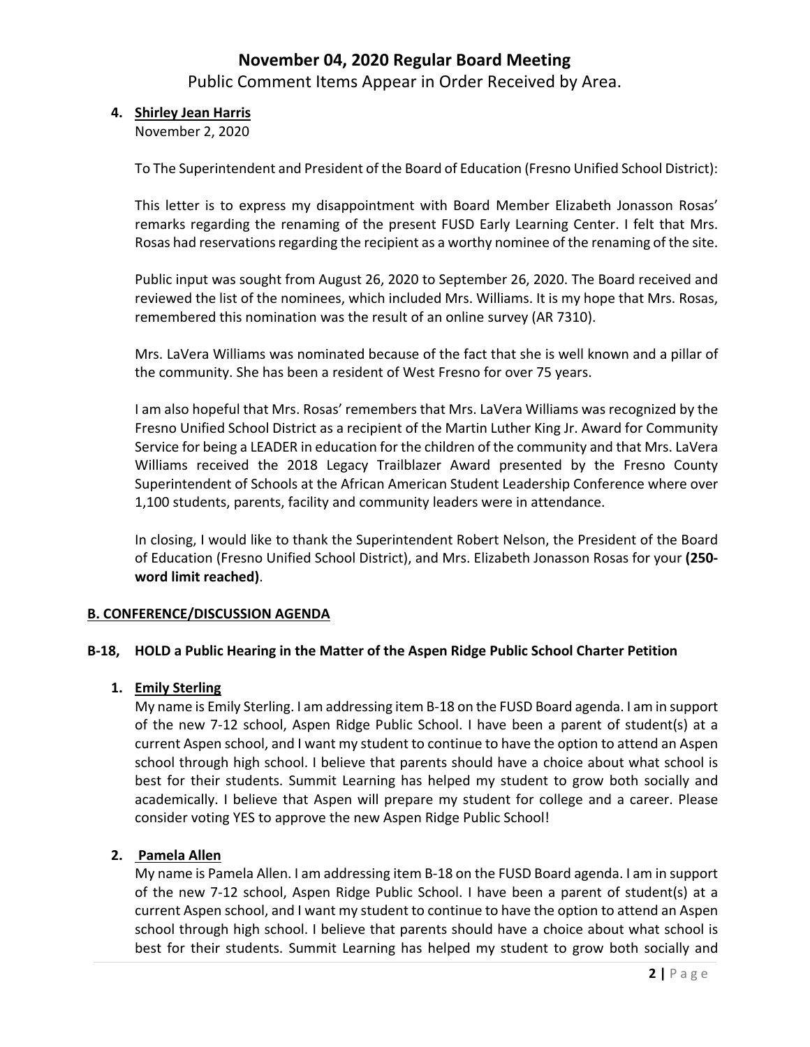**4. Shirley Jean Harris**

November 2, 2020

To The Superintendent and President of the Board of Education (Fresno Unified School District):

This letter is to express my disappointment with Board Member Elizabeth Jonasson Rosas' remarks regarding the renaming of the present FUSD Early Learning Center. I felt that Mrs. Rosas had reservations regarding the recipient as a worthy nominee of the renaming of the site.

Public input was sought from August 26, 2020 to September 26, 2020. The Board received and reviewed the list of the nominees, which included Mrs. Williams. It is my hope that Mrs. Rosas, remembered this nomination was the result of an online survey (AR 7310).

Mrs. LaVera Williams was nominated because of the fact that she is well known and a pillar of the community. She has been a resident of West Fresno for over 75 years.

I am also hopeful that Mrs. Rosas' remembers that Mrs. LaVera Williams was recognized by the Fresno Unified School District as a recipient of the Martin Luther King Jr. Award for Community Service for being a LEADER in education for the children of the community and that Mrs. LaVera Williams received the 2018 Legacy Trailblazer Award presented by the Fresno County Superintendent of Schools at the African American Student Leadership Conference where over 1,100 students, parents, facility and community leaders were in attendance.

In closing, I would like to thank the Superintendent Robert Nelson, the President of the Board of Education (Fresno Unified School District), and Mrs. Elizabeth Jonasson Rosas for your **(250-word limit reached)**.

## B. CONFERENCE/DISCUSSION AGENDA

### B-18, HOLD a Public Hearing in the Matter of the Aspen Ridge Public School Charter Petition

**1. Emily Sterling**

My name is Emily Sterling. I am addressing item B-18 on the FUSD Board agenda. I am in support of the new 7-12 school, Aspen Ridge Public School. I have been a parent of student(s) at a current Aspen school, and I want my student to continue to have the option to attend an Aspen school through high school. I believe that parents should have a choice about what school is best for their students. Summit Learning has helped my student to grow both socially and academically. I believe that Aspen will prepare my student for college and a career. Please consider voting YES to approve the new Aspen Ridge Public School!

**2. Pamela Allen**

My name is Pamela Allen. I am addressing item B-18 on the FUSD Board agenda. I am in support of the new 7-12 school, Aspen Ridge Public School. I have been a parent of student(s) at a current Aspen school, and I want my student to continue to have the option to attend an Aspen school through high school. I believe that parents should have a choice about what school is best for their students. Summit Learning has helped my student to grow both socially and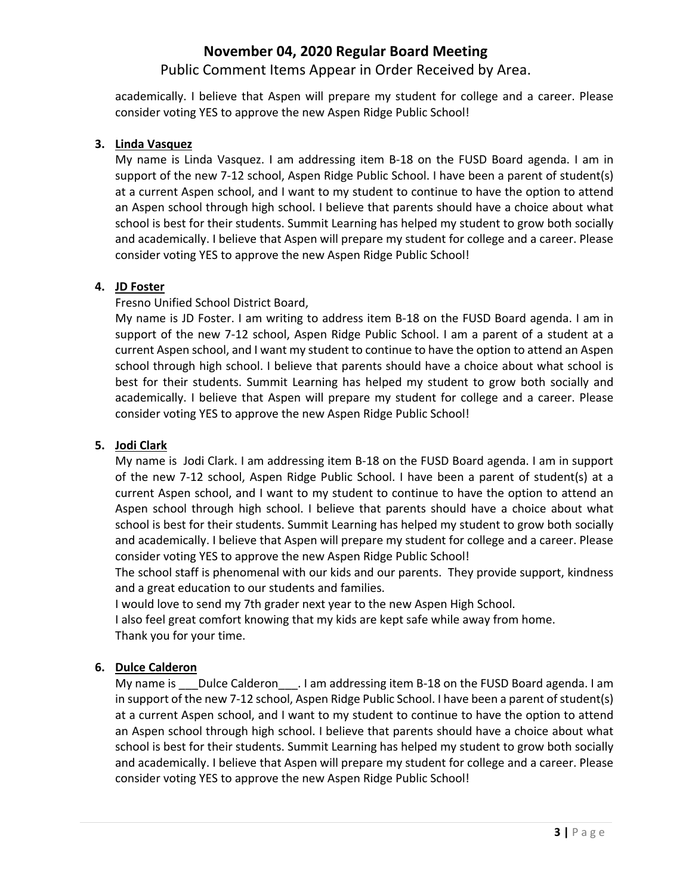academically. I believe that Aspen will prepare my student for college and a career. Please consider voting YES to approve the new Aspen Ridge Public School!

3. **Linda Vasquez**

   My name is Linda Vasquez. I am addressing item B-18 on the FUSD Board agenda. I am in support of the new 7-12 school, Aspen Ridge Public School. I have been a parent of student(s) at a current Aspen school, and I want to my student to continue to have the option to attend an Aspen school through high school. I believe that parents should have a choice about what school is best for their students. Summit Learning has helped my student to grow both socially and academically. I believe that Aspen will prepare my student for college and a career. Please consider voting YES to approve the new Aspen Ridge Public School!

4. **JD Foster**

   Fresno Unified School District Board,

   My name is JD Foster. I am writing to address item B-18 on the FUSD Board agenda. I am in support of the new 7-12 school, Aspen Ridge Public School. I am a parent of a student at a current Aspen school, and I want my student to continue to have the option to attend an Aspen school through high school. I believe that parents should have a choice about what school is best for their students. Summit Learning has helped my student to grow both socially and academically. I believe that Aspen will prepare my student for college and a career. Please consider voting YES to approve the new Aspen Ridge Public School!

5. **Jodi Clark**

   My name is Jodi Clark. I am addressing item B-18 on the FUSD Board agenda. I am in support of the new 7-12 school, Aspen Ridge Public School. I have been a parent of student(s) at a current Aspen school, and I want to my student to continue to have the option to attend an Aspen school through high school. I believe that parents should have a choice about what school is best for their students. Summit Learning has helped my student to grow both socially and academically. I believe that Aspen will prepare my student for college and a career. Please consider voting YES to approve the new Aspen Ridge Public School!

   The school staff is phenomenal with our kids and our parents. They provide support, kindness and a great education to our students and families.

   I would love to send my 7th grader next year to the new Aspen High School.

   I also feel great comfort knowing that my kids are kept safe while away from home.

   Thank you for your time.

6. **Dulce Calderon**

   My name is ___Dulce Calderon___. I am addressing item B-18 on the FUSD Board agenda. I am in support of the new 7-12 school, Aspen Ridge Public School. I have been a parent of student(s) at a current Aspen school, and I want to my student to continue to have the option to attend an Aspen school through high school. I believe that parents should have a choice about what school is best for their students. Summit Learning has helped my student to grow both socially and academically. I believe that Aspen will prepare my student for college and a career. Please consider voting YES to approve the new Aspen Ridge Public School!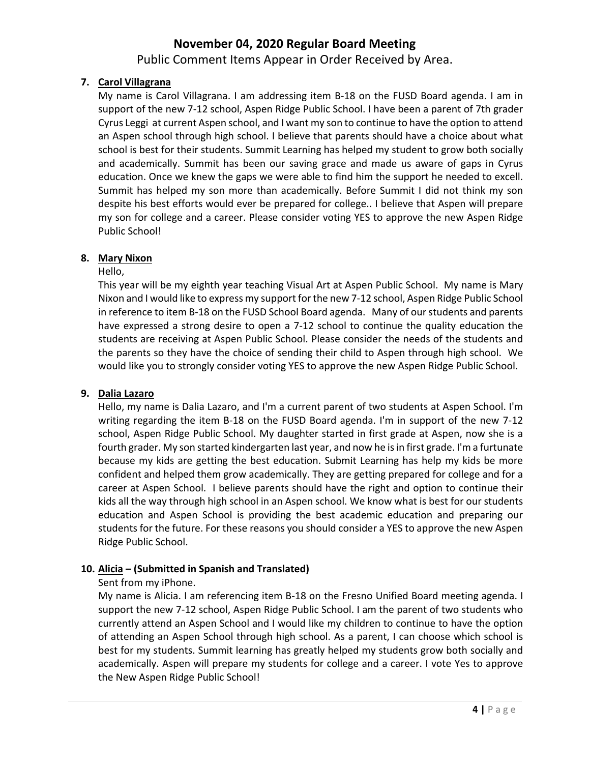# November 04, 2020 Regular Board Meeting

Public Comment Items Appear in Order Received by Area.

7. **Carol Villagrana**

   My name is Carol Villagrana. I am addressing item B-18 on the FUSD Board agenda. I am in support of the new 7-12 school, Aspen Ridge Public School. I have been a parent of 7th grader Cyrus Leggi at current Aspen school, and I want my son to continue to have the option to attend an Aspen school through high school. I believe that parents should have a choice about what school is best for their students. Summit Learning has helped my student to grow both socially and academically. Summit has been our saving grace and made us aware of gaps in Cyrus education. Once we knew the gaps we were able to find him the support he needed to excell. Summit has helped my son more than academically. Before Summit I did not think my son despite his best efforts would ever be prepared for college.. I believe that Aspen will prepare my son for college and a career. Please consider voting YES to approve the new Aspen Ridge Public School!

8. **Mary Nixon**

   Hello,

   This year will be my eighth year teaching Visual Art at Aspen Public School. My name is Mary Nixon and I would like to express my support for the new 7-12 school, Aspen Ridge Public School in reference to item B-18 on the FUSD School Board agenda. Many of our students and parents have expressed a strong desire to open a 7-12 school to continue the quality education the students are receiving at Aspen Public School. Please consider the needs of the students and the parents so they have the choice of sending their child to Aspen through high school. We would like you to strongly consider voting YES to approve the new Aspen Ridge Public School.

9. **Dalia Lazaro**

   Hello, my name is Dalia Lazaro, and I'm a current parent of two students at Aspen School. I'm writing regarding the item B-18 on the FUSD Board agenda. I'm in support of the new 7-12 school, Aspen Ridge Public School. My daughter started in first grade at Aspen, now she is a fourth grader. My son started kindergarten last year, and now he is in first grade. I'm a furtunate because my kids are getting the best education. Submit Learning has help my kids be more confident and helped them grow academically. They are getting prepared for college and for a career at Aspen School. I believe parents should have the right and option to continue their kids all the way through high school in an Aspen school. We know what is best for our students education and Aspen School is providing the best academic education and preparing our students for the future. For these reasons you should consider a YES to approve the new Aspen Ridge Public School.

10. **Alicia – (Submitted in Spanish and Translated)**

    Sent from my iPhone.

    My name is Alicia. I am referencing item B-18 on the Fresno Unified Board meeting agenda. I support the new 7-12 school, Aspen Ridge Public School. I am the parent of two students who currently attend an Aspen School and I would like my children to continue to have the option of attending an Aspen School through high school. As a parent, I can choose which school is best for my students. Summit learning has greatly helped my students grow both socially and academically. Aspen will prepare my students for college and a career. I vote Yes to approve the New Aspen Ridge Public School!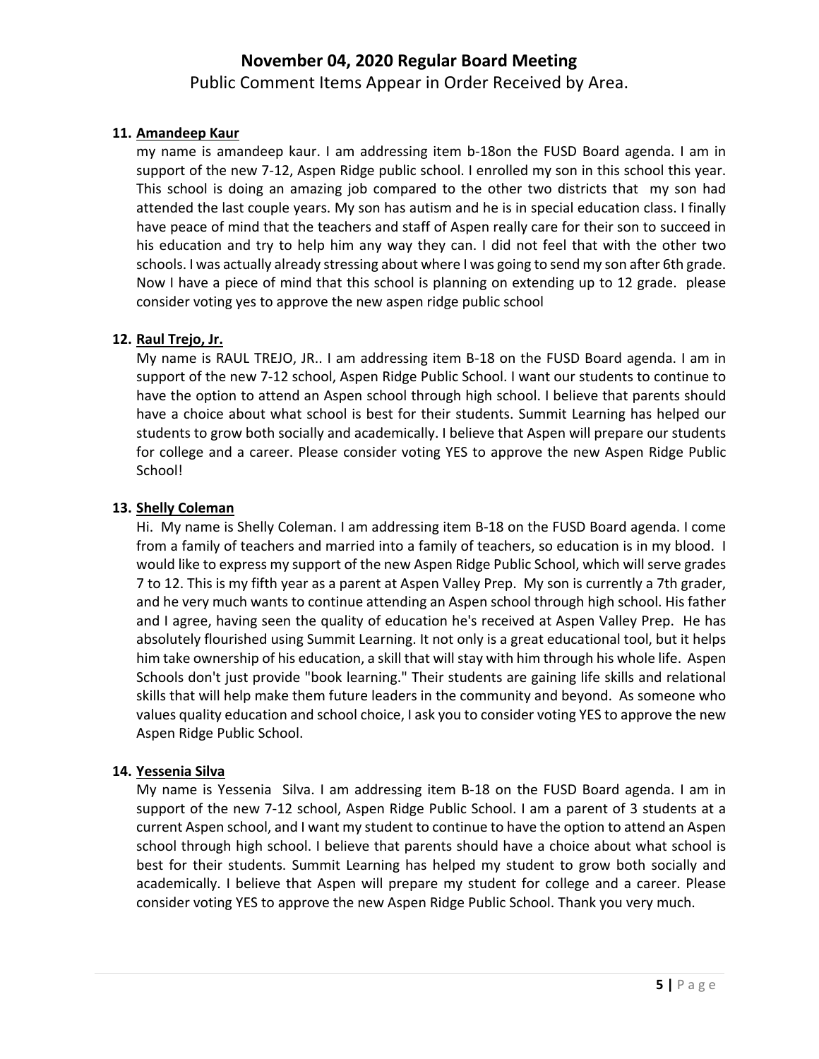# November 04, 2020 Regular Board Meeting

Public Comment Items Appear in Order Received by Area.

11. **Amandeep Kaur**

my name is amandeep kaur. I am addressing item b-18on the FUSD Board agenda. I am in support of the new 7-12, Aspen Ridge public school. I enrolled my son in this school this year. This school is doing an amazing job compared to the other two districts that my son had attended the last couple years. My son has autism and he is in special education class. I finally have peace of mind that the teachers and staff of Aspen really care for their son to succeed in his education and try to help him any way they can. I did not feel that with the other two schools. I was actually already stressing about where I was going to send my son after 6th grade. Now I have a piece of mind that this school is planning on extending up to 12 grade. please consider voting yes to approve the new aspen ridge public school

12. **Raul Trejo, Jr.**

My name is RAUL TREJO, JR.. I am addressing item B-18 on the FUSD Board agenda. I am in support of the new 7-12 school, Aspen Ridge Public School. I want our students to continue to have the option to attend an Aspen school through high school. I believe that parents should have a choice about what school is best for their students. Summit Learning has helped our students to grow both socially and academically. I believe that Aspen will prepare our students for college and a career. Please consider voting YES to approve the new Aspen Ridge Public School!

13. **Shelly Coleman**

Hi. My name is Shelly Coleman. I am addressing item B-18 on the FUSD Board agenda. I come from a family of teachers and married into a family of teachers, so education is in my blood. I would like to express my support of the new Aspen Ridge Public School, which will serve grades 7 to 12. This is my fifth year as a parent at Aspen Valley Prep. My son is currently a 7th grader, and he very much wants to continue attending an Aspen school through high school. His father and I agree, having seen the quality of education he's received at Aspen Valley Prep. He has absolutely flourished using Summit Learning. It not only is a great educational tool, but it helps him take ownership of his education, a skill that will stay with him through his whole life. Aspen Schools don't just provide "book learning." Their students are gaining life skills and relational skills that will help make them future leaders in the community and beyond. As someone who values quality education and school choice, I ask you to consider voting YES to approve the new Aspen Ridge Public School.

14. **Yessenia Silva**

My name is Yessenia Silva. I am addressing item B-18 on the FUSD Board agenda. I am in support of the new 7-12 school, Aspen Ridge Public School. I am a parent of 3 students at a current Aspen school, and I want my student to continue to have the option to attend an Aspen school through high school. I believe that parents should have a choice about what school is best for their students. Summit Learning has helped my student to grow both socially and academically. I believe that Aspen will prepare my student for college and a career. Please consider voting YES to approve the new Aspen Ridge Public School. Thank you very much.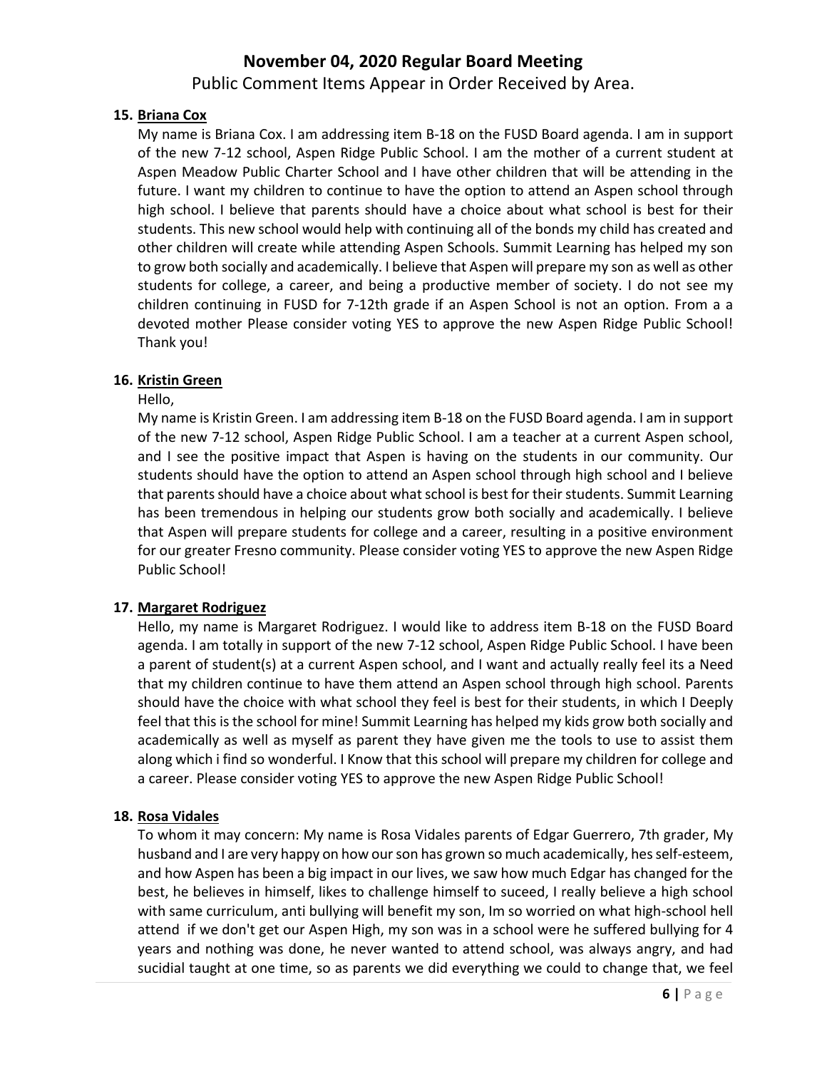# November 04, 2020 Regular Board Meeting

Public Comment Items Appear in Order Received by Area.

15. **Briana Cox**

My name is Briana Cox. I am addressing item B-18 on the FUSD Board agenda. I am in support of the new 7-12 school, Aspen Ridge Public School. I am the mother of a current student at Aspen Meadow Public Charter School and I have other children that will be attending in the future. I want my children to continue to have the option to attend an Aspen school through high school. I believe that parents should have a choice about what school is best for their students. This new school would help with continuing all of the bonds my child has created and other children will create while attending Aspen Schools. Summit Learning has helped my son to grow both socially and academically. I believe that Aspen will prepare my son as well as other students for college, a career, and being a productive member of society. I do not see my children continuing in FUSD for 7-12th grade if an Aspen School is not an option. From a a devoted mother Please consider voting YES to approve the new Aspen Ridge Public School! Thank you!

16. **Kristin Green**

Hello,

My name is Kristin Green. I am addressing item B-18 on the FUSD Board agenda. I am in support of the new 7-12 school, Aspen Ridge Public School. I am a teacher at a current Aspen school, and I see the positive impact that Aspen is having on the students in our community. Our students should have the option to attend an Aspen school through high school and I believe that parents should have a choice about what school is best for their students. Summit Learning has been tremendous in helping our students grow both socially and academically. I believe that Aspen will prepare students for college and a career, resulting in a positive environment for our greater Fresno community. Please consider voting YES to approve the new Aspen Ridge Public School!

17. **Margaret Rodriguez**

Hello, my name is Margaret Rodriguez. I would like to address item B-18 on the FUSD Board agenda. I am totally in support of the new 7-12 school, Aspen Ridge Public School. I have been a parent of student(s) at a current Aspen school, and I want and actually really feel its a Need that my children continue to have them attend an Aspen school through high school. Parents should have the choice with what school they feel is best for their students, in which I Deeply feel that this is the school for mine! Summit Learning has helped my kids grow both socially and academically as well as myself as parent they have given me the tools to use to assist them along which i find so wonderful. I Know that this school will prepare my children for college and a career. Please consider voting YES to approve the new Aspen Ridge Public School!

18. **Rosa Vidales**

To whom it may concern: My name is Rosa Vidales parents of Edgar Guerrero, 7th grader, My husband and I are very happy on how our son has grown so much academically, hes self-esteem, and how Aspen has been a big impact in our lives, we saw how much Edgar has changed for the best, he believes in himself, likes to challenge himself to suceed, I really believe a high school with same curriculum, anti bullying will benefit my son, Im so worried on what high-school hell attend if we don't get our Aspen High, my son was in a school were he suffered bullying for 4 years and nothing was done, he never wanted to attend school, was always angry, and had sucidial taught at one time, so as parents we did everything we could to change that, we feel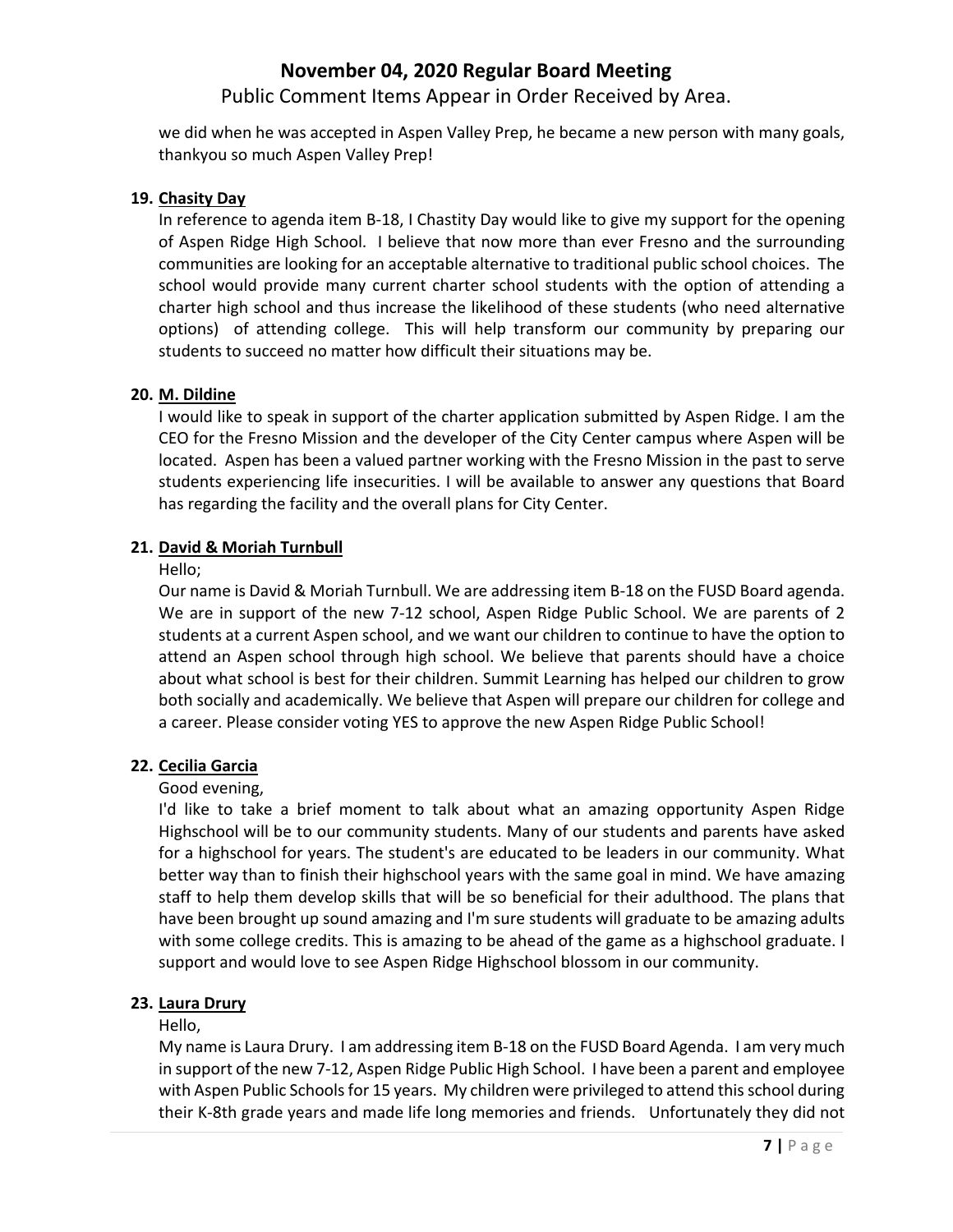we did when he was accepted in Aspen Valley Prep, he became a new person with many goals, thankyou so much Aspen Valley Prep!

**19. Chasity Day**

In reference to agenda item B-18, I Chastity Day would like to give my support for the opening of Aspen Ridge High School. I believe that now more than ever Fresno and the surrounding communities are looking for an acceptable alternative to traditional public school choices. The school would provide many current charter school students with the option of attending a charter high school and thus increase the likelihood of these students (who need alternative options) of attending college. This will help transform our community by preparing our students to succeed no matter how difficult their situations may be.

**20. M. Dildine**

I would like to speak in support of the charter application submitted by Aspen Ridge. I am the CEO for the Fresno Mission and the developer of the City Center campus where Aspen will be located. Aspen has been a valued partner working with the Fresno Mission in the past to serve students experiencing life insecurities. I will be available to answer any questions that Board has regarding the facility and the overall plans for City Center.

**21. David & Moriah Turnbull**

Hello;

Our name is David & Moriah Turnbull. We are addressing item B-18 on the FUSD Board agenda. We are in support of the new 7-12 school, Aspen Ridge Public School. We are parents of 2 students at a current Aspen school, and we want our children to continue to have the option to attend an Aspen school through high school. We believe that parents should have a choice about what school is best for their children. Summit Learning has helped our children to grow both socially and academically. We believe that Aspen will prepare our children for college and a career. Please consider voting YES to approve the new Aspen Ridge Public School!

**22. Cecilia Garcia**

Good evening,

I'd like to take a brief moment to talk about what an amazing opportunity Aspen Ridge Highschool will be to our community students. Many of our students and parents have asked for a highschool for years. The student's are educated to be leaders in our community. What better way than to finish their highschool years with the same goal in mind. We have amazing staff to help them develop skills that will be so beneficial for their adulthood. The plans that have been brought up sound amazing and I'm sure students will graduate to be amazing adults with some college credits. This is amazing to be ahead of the game as a highschool graduate. I support and would love to see Aspen Ridge Highschool blossom in our community.

**23. Laura Drury**

Hello,

My name is Laura Drury. I am addressing item B-18 on the FUSD Board Agenda. I am very much in support of the new 7-12, Aspen Ridge Public High School. I have been a parent and employee with Aspen Public Schools for 15 years. My children were privileged to attend this school during their K-8th grade years and made life long memories and friends. Unfortunately they did not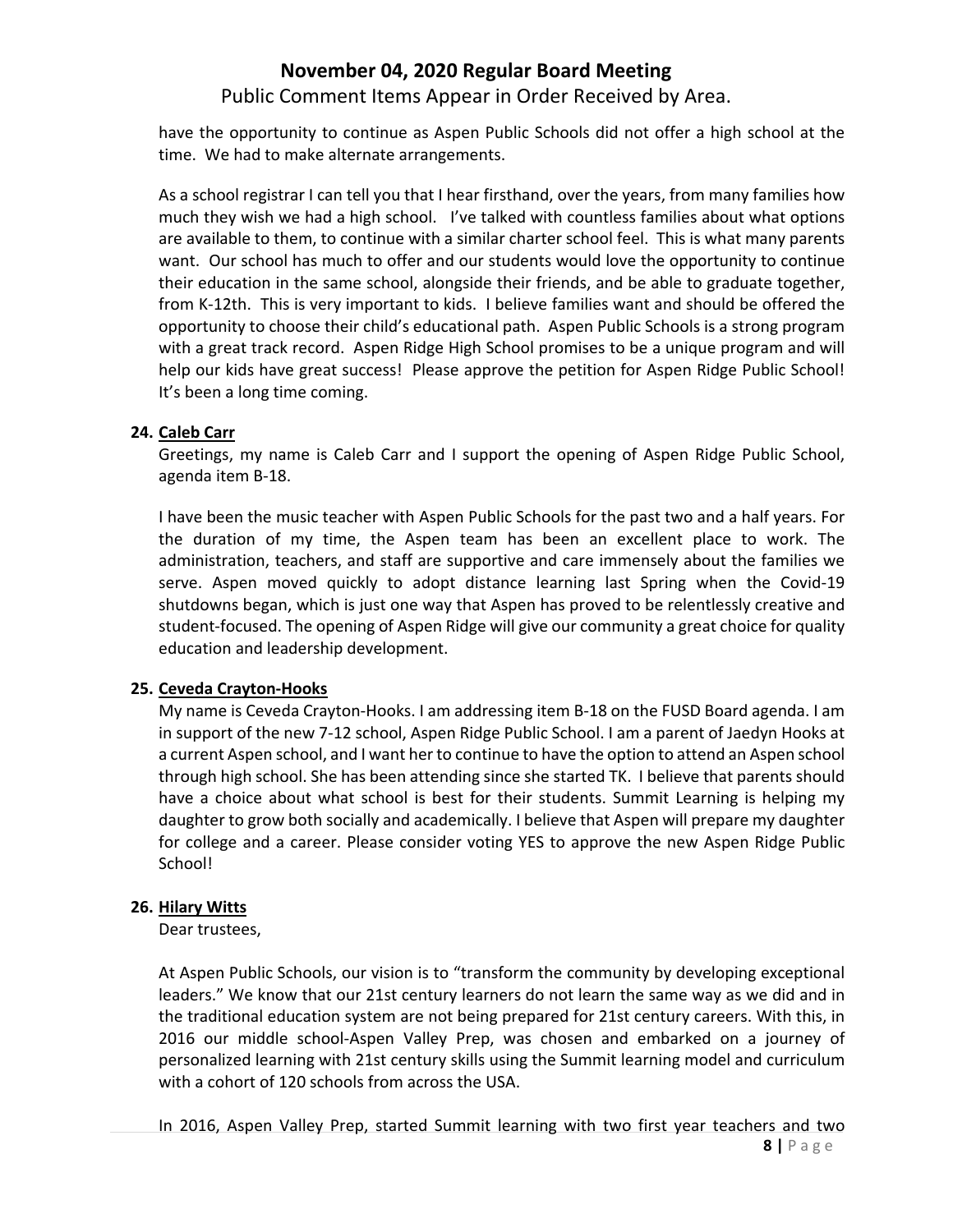have the opportunity to continue as Aspen Public Schools did not offer a high school at the time. We had to make alternate arrangements.

As a school registrar I can tell you that I hear firsthand, over the years, from many families how much they wish we had a high school. I've talked with countless families about what options are available to them, to continue with a similar charter school feel. This is what many parents want. Our school has much to offer and our students would love the opportunity to continue their education in the same school, alongside their friends, and be able to graduate together, from K-12th. This is very important to kids. I believe families want and should be offered the opportunity to choose their child's educational path. Aspen Public Schools is a strong program with a great track record. Aspen Ridge High School promises to be a unique program and will help our kids have great success! Please approve the petition for Aspen Ridge Public School! It's been a long time coming.

**24. Caleb Carr**

Greetings, my name is Caleb Carr and I support the opening of Aspen Ridge Public School, agenda item B-18.

I have been the music teacher with Aspen Public Schools for the past two and a half years. For the duration of my time, the Aspen team has been an excellent place to work. The administration, teachers, and staff are supportive and care immensely about the families we serve. Aspen moved quickly to adopt distance learning last Spring when the Covid-19 shutdowns began, which is just one way that Aspen has proved to be relentlessly creative and student-focused. The opening of Aspen Ridge will give our community a great choice for quality education and leadership development.

**25. Ceveda Crayton-Hooks**

My name is Ceveda Crayton-Hooks. I am addressing item B-18 on the FUSD Board agenda. I am in support of the new 7-12 school, Aspen Ridge Public School. I am a parent of Jaedyn Hooks at a current Aspen school, and I want her to continue to have the option to attend an Aspen school through high school. She has been attending since she started TK. I believe that parents should have a choice about what school is best for their students. Summit Learning is helping my daughter to grow both socially and academically. I believe that Aspen will prepare my daughter for college and a career. Please consider voting YES to approve the new Aspen Ridge Public School!

**26. Hilary Witts**

Dear trustees,

At Aspen Public Schools, our vision is to "transform the community by developing exceptional leaders." We know that our 21st century learners do not learn the same way as we did and in the traditional education system are not being prepared for 21st century careers. With this, in 2016 our middle school-Aspen Valley Prep, was chosen and embarked on a journey of personalized learning with 21st century skills using the Summit learning model and curriculum with a cohort of 120 schools from across the USA.

In 2016, Aspen Valley Prep, started Summit learning with two first year teachers and two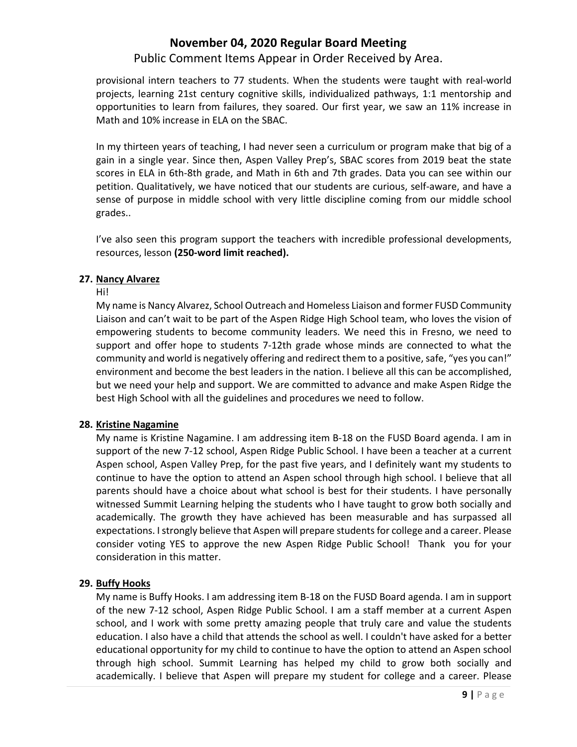provisional intern teachers to 77 students. When the students were taught with real-world projects, learning 21st century cognitive skills, individualized pathways, 1:1 mentorship and opportunities to learn from failures, they soared. Our first year, we saw an 11% increase in Math and 10% increase in ELA on the SBAC.

In my thirteen years of teaching, I had never seen a curriculum or program make that big of a gain in a single year. Since then, Aspen Valley Prep's, SBAC scores from 2019 beat the state scores in ELA in 6th-8th grade, and Math in 6th and 7th grades. Data you can see within our petition. Qualitatively, we have noticed that our students are curious, self-aware, and have a sense of purpose in middle school with very little discipline coming from our middle school grades..

I've also seen this program support the teachers with incredible professional developments, resources, lesson **(250-word limit reached).**

**27. Nancy Alvarez**

Hi!

My name is Nancy Alvarez, School Outreach and Homeless Liaison and former FUSD Community Liaison and can't wait to be part of the Aspen Ridge High School team, who loves the vision of empowering students to become community leaders. We need this in Fresno, we need to support and offer hope to students 7-12th grade whose minds are connected to what the community and world is negatively offering and redirect them to a positive, safe, "yes you can!" environment and become the best leaders in the nation. I believe all this can be accomplished, but we need your help and support. We are committed to advance and make Aspen Ridge the best High School with all the guidelines and procedures we need to follow.

**28. Kristine Nagamine**

My name is Kristine Nagamine. I am addressing item B-18 on the FUSD Board agenda. I am in support of the new 7-12 school, Aspen Ridge Public School. I have been a teacher at a current Aspen school, Aspen Valley Prep, for the past five years, and I definitely want my students to continue to have the option to attend an Aspen school through high school. I believe that all parents should have a choice about what school is best for their students. I have personally witnessed Summit Learning helping the students who I have taught to grow both socially and academically. The growth they have achieved has been measurable and has surpassed all expectations. I strongly believe that Aspen will prepare students for college and a career. Please consider voting YES to approve the new Aspen Ridge Public School! Thank you for your consideration in this matter.

**29. Buffy Hooks**

My name is Buffy Hooks. I am addressing item B-18 on the FUSD Board agenda. I am in support of the new 7-12 school, Aspen Ridge Public School. I am a staff member at a current Aspen school, and I work with some pretty amazing people that truly care and value the students education. I also have a child that attends the school as well. I couldn't have asked for a better educational opportunity for my child to continue to have the option to attend an Aspen school through high school. Summit Learning has helped my child to grow both socially and academically. I believe that Aspen will prepare my student for college and a career. Please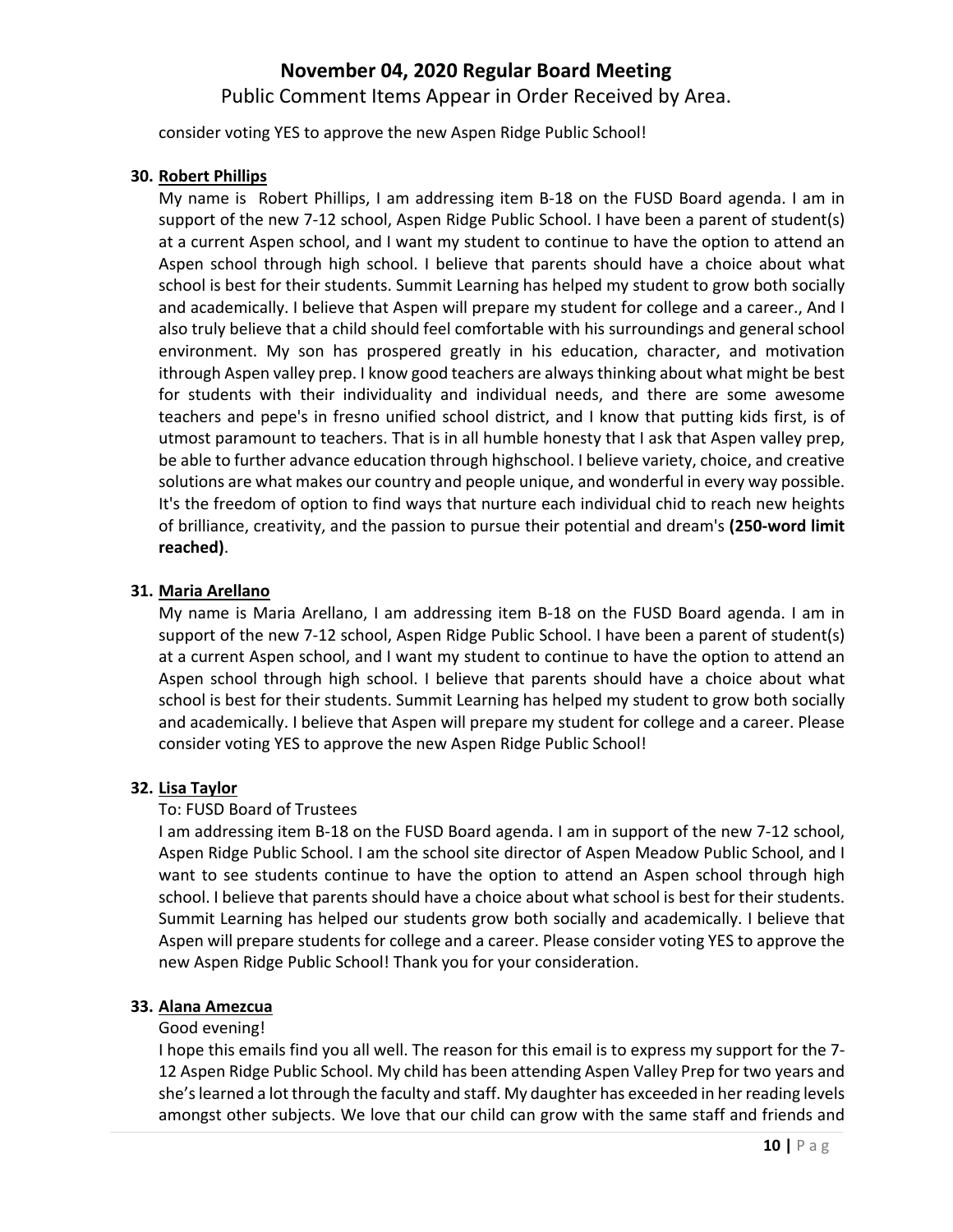consider voting YES to approve the new Aspen Ridge Public School!

**30. Robert Phillips**

My name is  Robert Phillips, I am addressing item B-18 on the FUSD Board agenda. I am in support of the new 7-12 school, Aspen Ridge Public School. I have been a parent of student(s) at a current Aspen school, and I want my student to continue to have the option to attend an Aspen school through high school. I believe that parents should have a choice about what school is best for their students. Summit Learning has helped my student to grow both socially and academically. I believe that Aspen will prepare my student for college and a career., And I also truly believe that a child should feel comfortable with his surroundings and general school environment. My son has prospered greatly in his education, character, and motivation ithrough Aspen valley prep. I know good teachers are always thinking about what might be best for students with their individuality and individual needs, and there are some awesome teachers and pepe's in fresno unified school district, and I know that putting kids first, is of utmost paramount to teachers. That is in all humble honesty that I ask that Aspen valley prep, be able to further advance education through highschool. I believe variety, choice, and creative solutions are what makes our country and people unique, and wonderful in every way possible. It's the freedom of option to find ways that nurture each individual chid to reach new heights of brilliance, creativity, and the passion to pursue their potential and dream's **(250-word limit reached)**.

**31. Maria Arellano**

My name is Maria Arellano, I am addressing item B-18 on the FUSD Board agenda. I am in support of the new 7-12 school, Aspen Ridge Public School. I have been a parent of student(s) at a current Aspen school, and I want my student to continue to have the option to attend an Aspen school through high school. I believe that parents should have a choice about what school is best for their students. Summit Learning has helped my student to grow both socially and academically. I believe that Aspen will prepare my student for college and a career. Please consider voting YES to approve the new Aspen Ridge Public School!

**32. Lisa Taylor**

To: FUSD Board of Trustees

I am addressing item B-18 on the FUSD Board agenda. I am in support of the new 7-12 school, Aspen Ridge Public School. I am the school site director of Aspen Meadow Public School, and I want to see students continue to have the option to attend an Aspen school through high school. I believe that parents should have a choice about what school is best for their students. Summit Learning has helped our students grow both socially and academically. I believe that Aspen will prepare students for college and a career. Please consider voting YES to approve the new Aspen Ridge Public School! Thank you for your consideration.

**33. Alana Amezcua**

Good evening!

I hope this emails find you all well. The reason for this email is to express my support for the 7-12 Aspen Ridge Public School. My child has been attending Aspen Valley Prep for two years and she's learned a lot through the faculty and staff. My daughter has exceeded in her reading levels amongst other subjects. We love that our child can grow with the same staff and friends and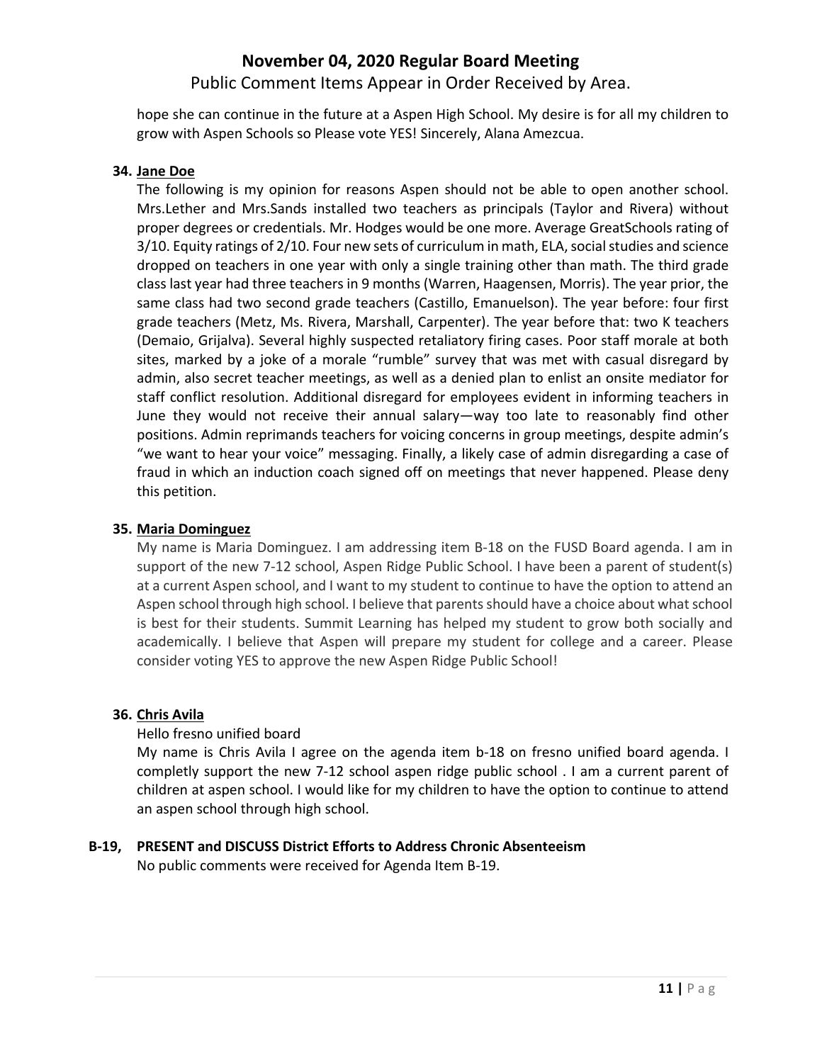hope she can continue in the future at a Aspen High School. My desire is for all my children to grow with Aspen Schools so Please vote YES! Sincerely, Alana Amezcua.

**34. Jane Doe**

The following is my opinion for reasons Aspen should not be able to open another school. Mrs.Lether and Mrs.Sands installed two teachers as principals (Taylor and Rivera) without proper degrees or credentials. Mr. Hodges would be one more. Average GreatSchools rating of 3/10. Equity ratings of 2/10. Four new sets of curriculum in math, ELA, social studies and science dropped on teachers in one year with only a single training other than math. The third grade class last year had three teachers in 9 months (Warren, Haagensen, Morris). The year prior, the same class had two second grade teachers (Castillo, Emanuelson). The year before: four first grade teachers (Metz, Ms. Rivera, Marshall, Carpenter). The year before that: two K teachers (Demaio, Grijalva). Several highly suspected retaliatory firing cases. Poor staff morale at both sites, marked by a joke of a morale "rumble" survey that was met with casual disregard by admin, also secret teacher meetings, as well as a denied plan to enlist an onsite mediator for staff conflict resolution. Additional disregard for employees evident in informing teachers in June they would not receive their annual salary—way too late to reasonably find other positions. Admin reprimands teachers for voicing concerns in group meetings, despite admin's "we want to hear your voice" messaging. Finally, a likely case of admin disregarding a case of fraud in which an induction coach signed off on meetings that never happened. Please deny this petition.

**35. Maria Dominguez**

My name is Maria Dominguez. I am addressing item B-18 on the FUSD Board agenda. I am in support of the new 7-12 school, Aspen Ridge Public School. I have been a parent of student(s) at a current Aspen school, and I want to my student to continue to have the option to attend an Aspen school through high school. I believe that parents should have a choice about what school is best for their students. Summit Learning has helped my student to grow both socially and academically. I believe that Aspen will prepare my student for college and a career. Please consider voting YES to approve the new Aspen Ridge Public School!

**36. Chris Avila**

Hello fresno unified board

My name is Chris Avila I agree on the agenda item b-18 on fresno unified board agenda. I completly support the new 7-12 school aspen ridge public school . I am a current parent of children at aspen school. I would like for my children to have the option to continue to attend an aspen school through high school.

**B-19, PRESENT and DISCUSS District Efforts to Address Chronic Absenteeism**

No public comments were received for Agenda Item B-19.